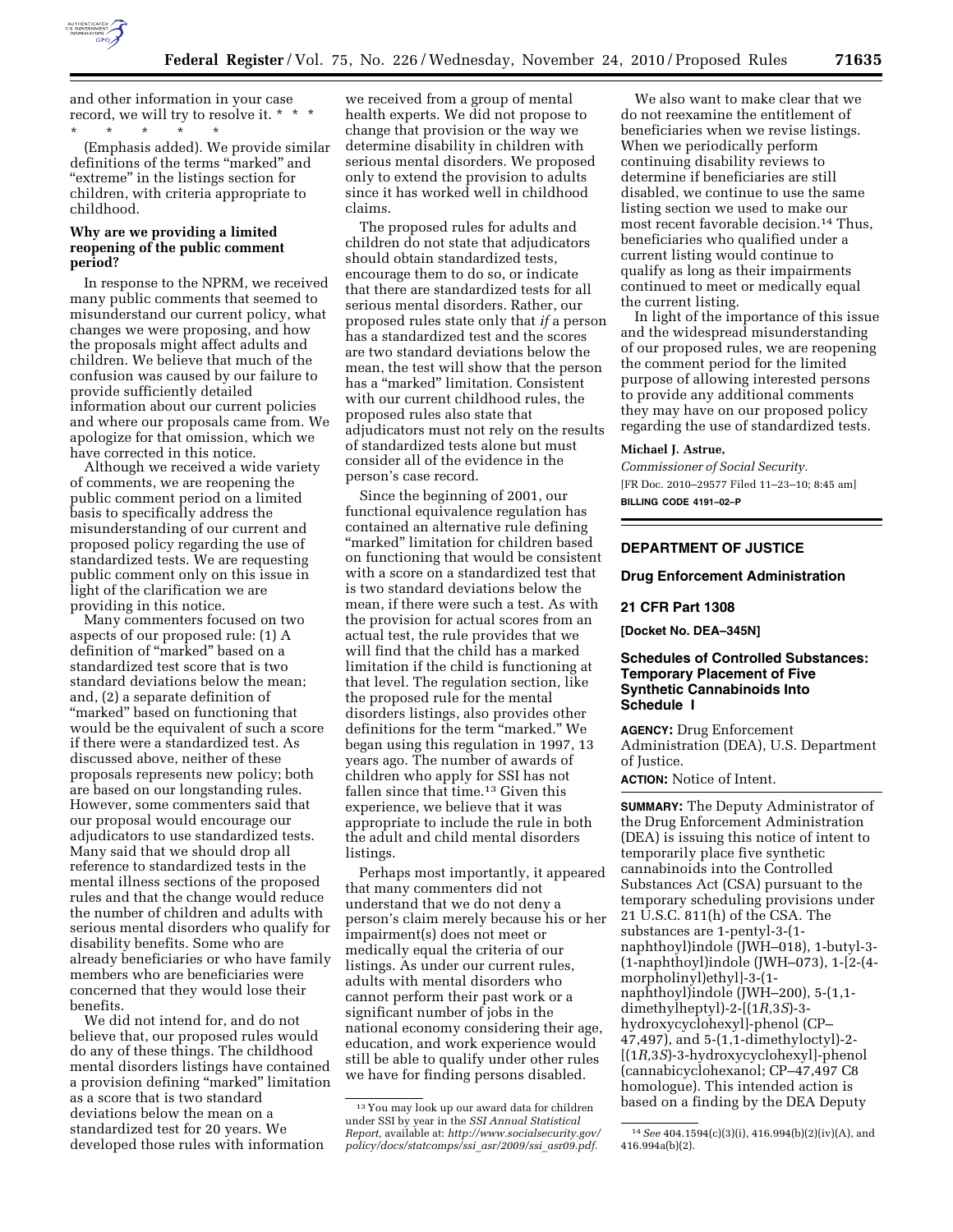and other information in your case record, we will try to resolve it. * * *

\* \* \* \* \*

(Emphasis added). We provide similar definitions of the terms "marked" and "extreme" in the listings section for children, with criteria appropriate to childhood.

**Why are we providing a limited reopening of the public comment period?**

In response to the NPRM, we received many public comments that seemed to misunderstand our current policy, what changes we were proposing, and how the proposals might affect adults and children. We believe that much of the confusion was caused by our failure to provide sufficiently detailed information about our current policies and where our proposals came from. We apologize for that omission, which we have corrected in this notice.

Although we received a wide variety of comments, we are reopening the public comment period on a limited basis to specifically address the misunderstanding of our current and proposed policy regarding the use of standardized tests. We are requesting public comment only on this issue in light of the clarification we are providing in this notice.

Many commenters focused on two aspects of our proposed rule: (1) A definition of "marked" based on a standardized test score that is two standard deviations below the mean; and, (2) a separate definition of "marked" based on functioning that would be the equivalent of such a score if there were a standardized test. As discussed above, neither of these proposals represents new policy; both are based on our longstanding rules. However, some commenters said that our proposal would encourage our adjudicators to use standardized tests. Many said that we should drop all reference to standardized tests in the mental illness sections of the proposed rules and that the change would reduce the number of children and adults with serious mental disorders who qualify for disability benefits. Some who are already beneficiaries or who have family members who are beneficiaries were concerned that they would lose their benefits.

We did not intend for, and do not believe that, our proposed rules would do any of these things. The childhood mental disorders listings have contained a provision defining "marked" limitation as a score that is two standard deviations below the mean on a standardized test for 20 years. We developed those rules with information we received from a group of mental health experts. We did not propose to change that provision or the way we determine disability in children with serious mental disorders. We proposed only to extend the provision to adults since it has worked well in childhood claims.

The proposed rules for adults and children do not state that adjudicators should obtain standardized tests, encourage them to do so, or indicate that there are standardized tests for all serious mental disorders. Rather, our proposed rules state only that *if* a person has a standardized test and the scores are two standard deviations below the mean, the test will show that the person has a "marked" limitation. Consistent with our current childhood rules, the proposed rules also state that adjudicators must not rely on the results of standardized tests alone but must consider all of the evidence in the person's case record.

Since the beginning of 2001, our functional equivalence regulation has contained an alternative rule defining "marked" limitation for children based on functioning that would be consistent with a score on a standardized test that is two standard deviations below the mean, if there were such a test. As with the provision for actual scores from an actual test, the rule provides that we will find that the child has a marked limitation if the child is functioning at that level. The regulation section, like the proposed rule for the mental disorders listings, also provides other definitions for the term "marked." We began using this regulation in 1997, 13 years ago. The number of awards of children who apply for SSI has not fallen since that time.[13] Given this experience, we believe that it was appropriate to include the rule in both the adult and child mental disorders listings.

Perhaps most importantly, it appeared that many commenters did not understand that we do not deny a person's claim merely because his or her impairment(s) does not meet or medically equal the criteria of our listings. As under our current rules, adults with mental disorders who cannot perform their past work or a significant number of jobs in the national economy considering their age, education, and work experience would still be able to qualify under other rules we have for finding persons disabled.

We also want to make clear that we do not reexamine the entitlement of beneficiaries when we revise listings. When we periodically perform continuing disability reviews to determine if beneficiaries are still disabled, we continue to use the same listing section we used to make our most recent favorable decision.[14] Thus, beneficiaries who qualified under a current listing would continue to qualify as long as their impairments continued to meet or medically equal the current listing.

In light of the importance of this issue and the widespread misunderstanding of our proposed rules, we are reopening the comment period for the limited purpose of allowing interested persons to provide any additional comments they may have on our proposed policy regarding the use of standardized tests.

**Michael J. Astrue,**

*Commissioner of Social Security.*

[FR Doc. 2010–29577 Filed 11–23–10; 8:45 am]

**BILLING CODE 4191–02–P**

---

[13] You may look up our award data for children under SSI by year in the *SSI Annual Statistical Report,* available at: *http://www.socialsecurity.gov/policy/docs/statcomps/ssi_asr/2009/ssi_asr09.pdf.*

[14] *See* 404.1594(c)(3)(i), 416.994(b)(2)(iv)(A), and 416.994a(b)(2).

---

## DEPARTMENT OF JUSTICE

### Drug Enforcement Administration

### 21 CFR Part 1308

**[Docket No. DEA–345N]**

### Schedules of Controlled Substances: Temporary Placement of Five Synthetic Cannabinoids Into Schedule I

**AGENCY:** Drug Enforcement Administration (DEA), U.S. Department of Justice.

**ACTION:** Notice of Intent.

**SUMMARY:** The Deputy Administrator of the Drug Enforcement Administration (DEA) is issuing this notice of intent to temporarily place five synthetic cannabinoids into the Controlled Substances Act (CSA) pursuant to the temporary scheduling provisions under 21 U.S.C. 811(h) of the CSA. The substances are 1-pentyl-3-(1-naphthoyl)indole (JWH–018), 1-butyl-3-(1-naphthoyl)indole (JWH–073), 1-[2-(4-morpholinyl)ethyl]-3-(1-naphthoyl)indole (JWH–200), 5-(1,1-dimethylheptyl)-2-[(1*R*,3*S*)-3-hydroxycyclohexyl]-phenol (CP–47,497), and 5-(1,1-dimethyloctyl)-2-[(1*R*,3*S*)-3-hydroxycyclohexyl]-phenol (cannabicyclohexanol; CP–47,497 C8 homologue). This intended action is based on a finding by the DEA Deputy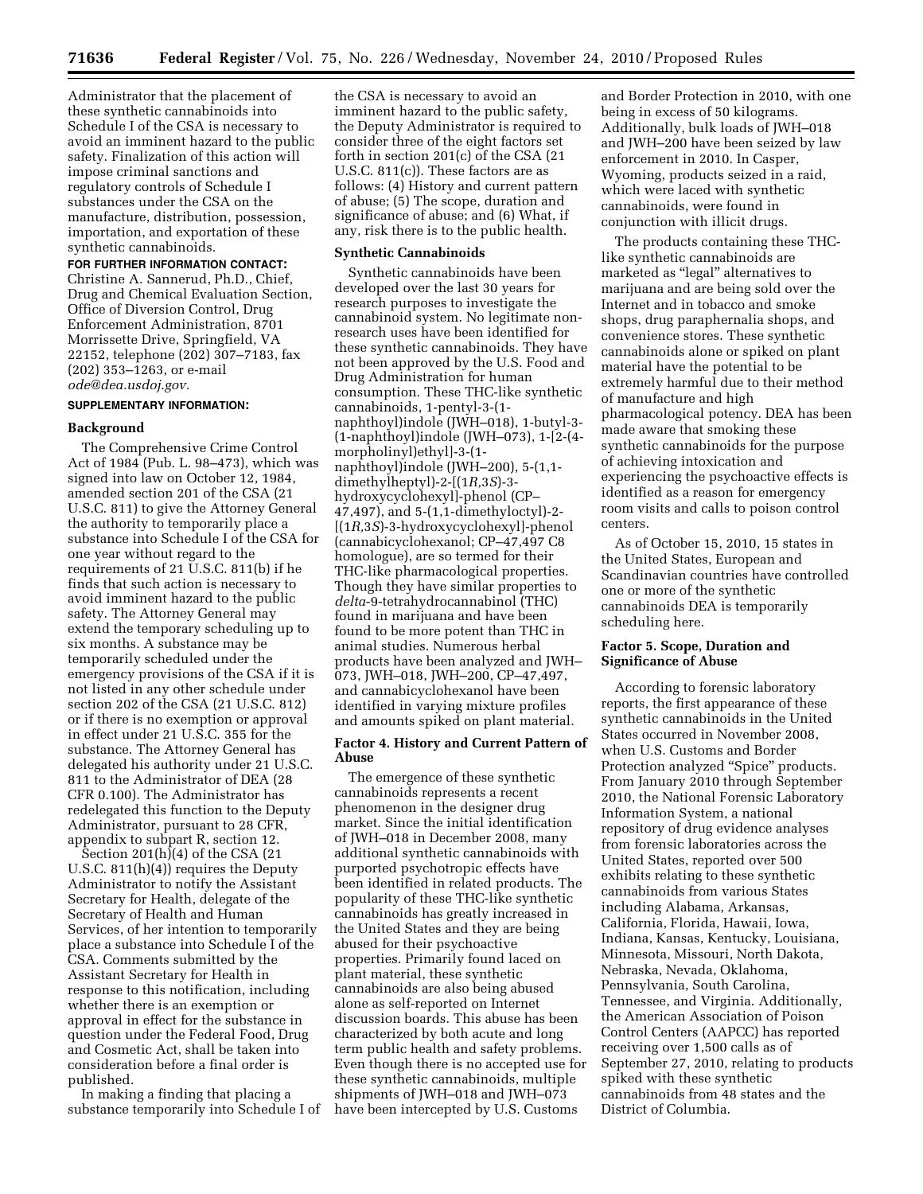Administrator that the placement of these synthetic cannabinoids into Schedule I of the CSA is necessary to avoid an imminent hazard to the public safety. Finalization of this action will impose criminal sanctions and regulatory controls of Schedule I substances under the CSA on the manufacture, distribution, possession, importation, and exportation of these synthetic cannabinoids.

**FOR FURTHER INFORMATION CONTACT:** Christine A. Sannerud, Ph.D., Chief, Drug and Chemical Evaluation Section, Office of Diversion Control, Drug Enforcement Administration, 8701 Morrissette Drive, Springfield, VA 22152, telephone (202) 307–7183, fax (202) 353–1263, or e-mail *ode@dea.usdoj.gov.*

**SUPPLEMENTARY INFORMATION:**

## Background

The Comprehensive Crime Control Act of 1984 (Pub. L. 98–473), which was signed into law on October 12, 1984, amended section 201 of the CSA (21 U.S.C. 811) to give the Attorney General the authority to temporarily place a substance into Schedule I of the CSA for one year without regard to the requirements of 21 U.S.C. 811(b) if he finds that such action is necessary to avoid imminent hazard to the public safety. The Attorney General may extend the temporary scheduling up to six months. A substance may be temporarily scheduled under the emergency provisions of the CSA if it is not listed in any other schedule under section 202 of the CSA (21 U.S.C. 812) or if there is no exemption or approval in effect under 21 U.S.C. 355 for the substance. The Attorney General has delegated his authority under 21 U.S.C. 811 to the Administrator of DEA (28 CFR 0.100). The Administrator has redelegated this function to the Deputy Administrator, pursuant to 28 CFR, appendix to subpart R, section 12.

Section 201(h)(4) of the CSA (21 U.S.C. 811(h)(4)) requires the Deputy Administrator to notify the Assistant Secretary for Health, delegate of the Secretary of Health and Human Services, of her intention to temporarily place a substance into Schedule I of the CSA. Comments submitted by the Assistant Secretary for Health in response to this notification, including whether there is an exemption or approval in effect for the substance in question under the Federal Food, Drug and Cosmetic Act, shall be taken into consideration before a final order is published.

In making a finding that placing a substance temporarily into Schedule I of the CSA is necessary to avoid an imminent hazard to the public safety, the Deputy Administrator is required to consider three of the eight factors set forth in section 201(c) of the CSA (21 U.S.C. 811(c)). These factors are as follows: (4) History and current pattern of abuse; (5) The scope, duration and significance of abuse; and (6) What, if any, risk there is to the public health.

## Synthetic Cannabinoids

Synthetic cannabinoids have been developed over the last 30 years for research purposes to investigate the cannabinoid system. No legitimate non-research uses have been identified for these synthetic cannabinoids. They have not been approved by the U.S. Food and Drug Administration for human consumption. These THC-like synthetic cannabinoids, 1-pentyl-3-(1-naphthoyl)indole (JWH–018), 1-butyl-3-(1-naphthoyl)indole (JWH–073), 1-[2-(4-morpholinyl)ethyl]-3-(1-naphthoyl)indole (JWH–200), 5-(1,1-dimethylheptyl)-2-[(1*R*,3*S*)-3-hydroxycyclohexyl]-phenol (CP–47,497), and 5-(1,1-dimethyloctyl)-2-[(1*R*,3*S*)-3-hydroxycyclohexyl]-phenol (cannabicyclohexanol; CP–47,497 C8 homologue), are so termed for their THC-like pharmacological properties. Though they have similar properties to *delta*-9-tetrahydrocannabinol (THC) found in marijuana and have been found to be more potent than THC in animal studies. Numerous herbal products have been analyzed and JWH–073, JWH–018, JWH–200, CP–47,497, and cannabicyclohexanol have been identified in varying mixture profiles and amounts spiked on plant material.

## Factor 4. History and Current Pattern of Abuse

The emergence of these synthetic cannabinoids represents a recent phenomenon in the designer drug market. Since the initial identification of JWH–018 in December 2008, many additional synthetic cannabinoids with purported psychotropic effects have been identified in related products. The popularity of these THC-like synthetic cannabinoids has greatly increased in the United States and they are being abused for their psychoactive properties. Primarily found laced on plant material, these synthetic cannabinoids are also being abused alone as self-reported on Internet discussion boards. This abuse has been characterized by both acute and long term public health and safety problems. Even though there is no accepted use for these synthetic cannabinoids, multiple shipments of JWH–018 and JWH–073 have been intercepted by U.S. Customs and Border Protection in 2010, with one being in excess of 50 kilograms. Additionally, bulk loads of JWH–018 and JWH–200 have been seized by law enforcement in 2010. In Casper, Wyoming, products seized in a raid, which were laced with synthetic cannabinoids, were found in conjunction with illicit drugs.

The products containing these THC-like synthetic cannabinoids are marketed as "legal" alternatives to marijuana and are being sold over the Internet and in tobacco and smoke shops, drug paraphernalia shops, and convenience stores. These synthetic cannabinoids alone or spiked on plant material have the potential to be extremely harmful due to their method of manufacture and high pharmacological potency. DEA has been made aware that smoking these synthetic cannabinoids for the purpose of achieving intoxication and experiencing the psychoactive effects is identified as a reason for emergency room visits and calls to poison control centers.

As of October 15, 2010, 15 states in the United States, European and Scandinavian countries have controlled one or more of the synthetic cannabinoids DEA is temporarily scheduling here.

## Factor 5. Scope, Duration and Significance of Abuse

According to forensic laboratory reports, the first appearance of these synthetic cannabinoids in the United States occurred in November 2008, when U.S. Customs and Border Protection analyzed "Spice" products. From January 2010 through September 2010, the National Forensic Laboratory Information System, a national repository of drug evidence analyses from forensic laboratories across the United States, reported over 500 exhibits relating to these synthetic cannabinoids from various States including Alabama, Arkansas, California, Florida, Hawaii, Iowa, Indiana, Kansas, Kentucky, Louisiana, Minnesota, Missouri, North Dakota, Nebraska, Nevada, Oklahoma, Pennsylvania, South Carolina, Tennessee, and Virginia. Additionally, the American Association of Poison Control Centers (AAPCC) has reported receiving over 1,500 calls as of September 27, 2010, relating to products spiked with these synthetic cannabinoids from 48 states and the District of Columbia.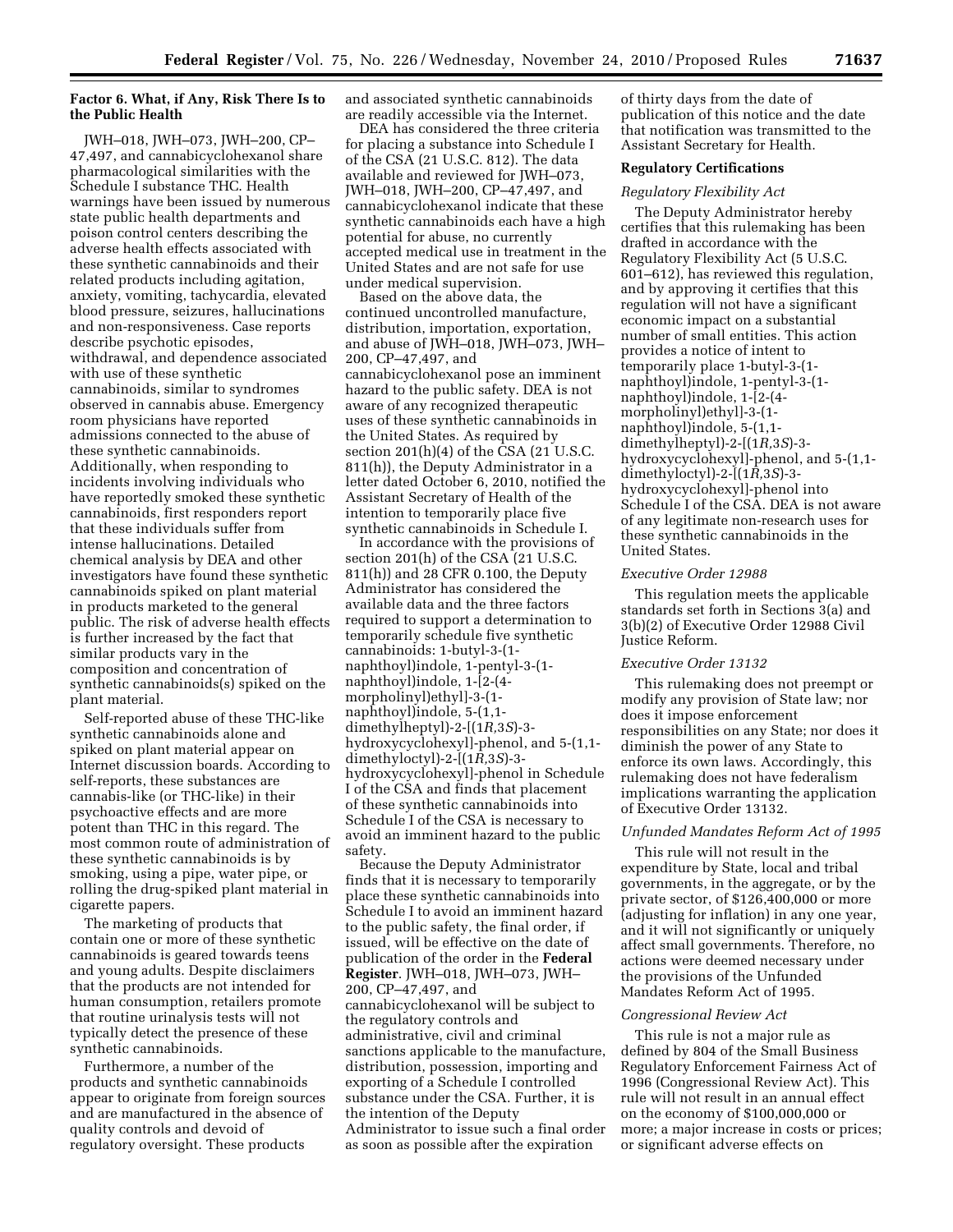**Factor 6. What, if Any, Risk There Is to the Public Health**

JWH–018, JWH–073, JWH–200, CP–47,497, and cannabicyclohexanol share pharmacological similarities with the Schedule I substance THC. Health warnings have been issued by numerous state public health departments and poison control centers describing the adverse health effects associated with these synthetic cannabinoids and their related products including agitation, anxiety, vomiting, tachycardia, elevated blood pressure, seizures, hallucinations and non-responsiveness. Case reports describe psychotic episodes, withdrawal, and dependence associated with use of these synthetic cannabinoids, similar to syndromes observed in cannabis abuse. Emergency room physicians have reported admissions connected to the abuse of these synthetic cannabinoids. Additionally, when responding to incidents involving individuals who have reportedly smoked these synthetic cannabinoids, first responders report that these individuals suffer from intense hallucinations. Detailed chemical analysis by DEA and other investigators have found these synthetic cannabinoids spiked on plant material in products marketed to the general public. The risk of adverse health effects is further increased by the fact that similar products vary in the composition and concentration of synthetic cannabinoids(s) spiked on the plant material.

Self-reported abuse of these THC-like synthetic cannabinoids alone and spiked on plant material appear on Internet discussion boards. According to self-reports, these substances are cannabis-like (or THC-like) in their psychoactive effects and are more potent than THC in this regard. The most common route of administration of these synthetic cannabinoids is by smoking, using a pipe, water pipe, or rolling the drug-spiked plant material in cigarette papers.

The marketing of products that contain one or more of these synthetic cannabinoids is geared towards teens and young adults. Despite disclaimers that the products are not intended for human consumption, retailers promote that routine urinalysis tests will not typically detect the presence of these synthetic cannabinoids.

Furthermore, a number of the products and synthetic cannabinoids appear to originate from foreign sources and are manufactured in the absence of quality controls and devoid of regulatory oversight. These products and associated synthetic cannabinoids are readily accessible via the Internet.

DEA has considered the three criteria for placing a substance into Schedule I of the CSA (21 U.S.C. 812). The data available and reviewed for JWH–073, JWH–018, JWH–200, CP–47,497, and cannabicyclohexanol indicate that these synthetic cannabinoids each have a high potential for abuse, no currently accepted medical use in treatment in the United States and are not safe for use under medical supervision.

Based on the above data, the continued uncontrolled manufacture, distribution, importation, exportation, and abuse of JWH–018, JWH–073, JWH–200, CP–47,497, and cannabicyclohexanol pose an imminent hazard to the public safety. DEA is not aware of any recognized therapeutic uses of these synthetic cannabinoids in the United States. As required by section 201(h)(4) of the CSA (21 U.S.C. 811(h)), the Deputy Administrator in a letter dated October 6, 2010, notified the Assistant Secretary of Health of the intention to temporarily place five synthetic cannabinoids in Schedule I.

In accordance with the provisions of section 201(h) of the CSA (21 U.S.C. 811(h)) and 28 CFR 0.100, the Deputy Administrator has considered the available data and the three factors required to support a determination to temporarily schedule five synthetic cannabinoids: 1-butyl-3-(1-naphthoyl)indole, 1-pentyl-3-(1-naphthoyl)indole, 1-[2-(4-morpholinyl)ethyl]-3-(1-naphthoyl)indole, 5-(1,1-dimethylheptyl)-2-[(1*R*,3*S*)-3-hydroxycyclohexyl]-phenol, and 5-(1,1-dimethyloctyl)-2-[(1*R*,3*S*)-3-hydroxycyclohexyl]-phenol in Schedule I of the CSA and finds that placement of these synthetic cannabinoids into Schedule I of the CSA is necessary to avoid an imminent hazard to the public safety.

Because the Deputy Administrator finds that it is necessary to temporarily place these synthetic cannabinoids into Schedule I to avoid an imminent hazard to the public safety, the final order, if issued, will be effective on the date of publication of the order in the **Federal Register**. JWH–018, JWH–073, JWH–200, CP–47,497, and cannabicyclohexanol will be subject to the regulatory controls and administrative, civil and criminal sanctions applicable to the manufacture, distribution, possession, importing and exporting of a Schedule I controlled substance under the CSA. Further, it is the intention of the Deputy Administrator to issue such a final order as soon as possible after the expiration of thirty days from the date of publication of this notice and the date that notification was transmitted to the Assistant Secretary for Health.

**Regulatory Certifications**

*Regulatory Flexibility Act*

The Deputy Administrator hereby certifies that this rulemaking has been drafted in accordance with the Regulatory Flexibility Act (5 U.S.C. 601–612), has reviewed this regulation, and by approving it certifies that this regulation will not have a significant economic impact on a substantial number of small entities. This action provides a notice of intent to temporarily place 1-butyl-3-(1-naphthoyl)indole, 1-pentyl-3-(1-naphthoyl)indole, 1-[2-(4-morpholinyl)ethyl]-3-(1-naphthoyl)indole, 5-(1,1-dimethylheptyl)-2-[(1*R*,3*S*)-3-hydroxycyclohexyl]-phenol, and 5-(1,1-dimethyloctyl)-2-[(1*R*,3*S*)-3-hydroxycyclohexyl]-phenol into Schedule I of the CSA. DEA is not aware of any legitimate non-research uses for these synthetic cannabinoids in the United States.

*Executive Order 12988*

This regulation meets the applicable standards set forth in Sections 3(a) and 3(b)(2) of Executive Order 12988 Civil Justice Reform.

*Executive Order 13132*

This rulemaking does not preempt or modify any provision of State law; nor does it impose enforcement responsibilities on any State; nor does it diminish the power of any State to enforce its own laws. Accordingly, this rulemaking does not have federalism implications warranting the application of Executive Order 13132.

*Unfunded Mandates Reform Act of 1995*

This rule will not result in the expenditure by State, local and tribal governments, in the aggregate, or by the private sector, of $126,400,000 or more (adjusting for inflation) in any one year, and it will not significantly or uniquely affect small governments. Therefore, no actions were deemed necessary under the provisions of the Unfunded Mandates Reform Act of 1995.

*Congressional Review Act*

This rule is not a major rule as defined by 804 of the Small Business Regulatory Enforcement Fairness Act of 1996 (Congressional Review Act). This rule will not result in an annual effect on the economy of $100,000,000 or more; a major increase in costs or prices; or significant adverse effects on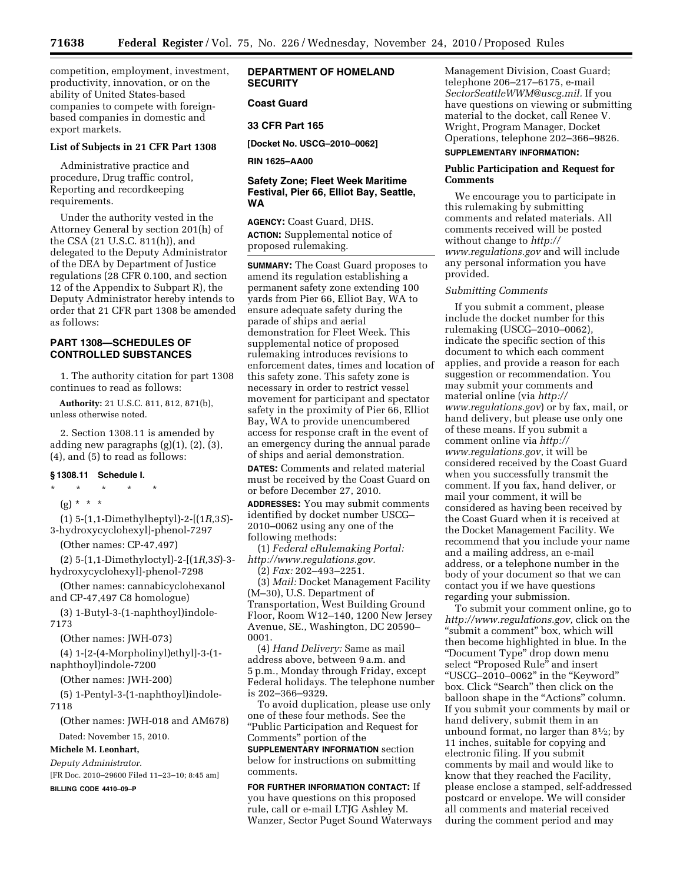competition, employment, investment, productivity, innovation, or on the ability of United States-based companies to compete with foreign-based companies in domestic and export markets.

**List of Subjects in 21 CFR Part 1308**

Administrative practice and procedure, Drug traffic control, Reporting and recordkeeping requirements.

Under the authority vested in the Attorney General by section 201(h) of the CSA (21 U.S.C. 811(h)), and delegated to the Deputy Administrator of the DEA by Department of Justice regulations (28 CFR 0.100, and section 12 of the Appendix to Subpart R), the Deputy Administrator hereby intends to order that 21 CFR part 1308 be amended as follows:

## PART 1308—SCHEDULES OF CONTROLLED SUBSTANCES

1. The authority citation for part 1308 continues to read as follows:

**Authority:** 21 U.S.C. 811, 812, 871(b), unless otherwise noted.

2. Section 1308.11 is amended by adding new paragraphs (g)(1), (2), (3), (4), and (5) to read as follows:

**§ 1308.11 Schedule I.**

\* \* \* \* \*

(g) \* \* \*

(1) 5-(1,1-Dimethylheptyl)-2-[(1*R*,3*S*)-3-hydroxycyclohexyl]-phenol-7297

(Other names: CP-47,497)

(2) 5-(1,1-Dimethyloctyl)-2-[(1*R*,3*S*)-3-hydroxycyclohexyl]-phenol-7298

(Other names: cannabicyclohexanol and CP-47,497 C8 homologue)

(3) 1-Butyl-3-(1-naphthoyl)indole-7173

(Other names: JWH-073)

(4) 1-[2-(4-Morpholinyl)ethyl]-3-(1-naphthoyl)indole-7200

(Other names: JWH-200)

(5) 1-Pentyl-3-(1-naphthoyl)indole-7118

(Other names: JWH-018 and AM678)

Dated: November 15, 2010.

**Michele M. Leonhart,**

*Deputy Administrator.*

[FR Doc. 2010–29600 Filed 11–23–10; 8:45 am]

**BILLING CODE 4410–09–P**

**DEPARTMENT OF HOMELAND SECURITY**

**Coast Guard**

**33 CFR Part 165**

**[Docket No. USCG–2010–0062]**

**RIN 1625–AA00**

## Safety Zone; Fleet Week Maritime Festival, Pier 66, Elliot Bay, Seattle, WA

**AGENCY:** Coast Guard, DHS.

**ACTION:** Supplemental notice of proposed rulemaking.

**SUMMARY:** The Coast Guard proposes to amend its regulation establishing a permanent safety zone extending 100 yards from Pier 66, Elliot Bay, WA to ensure adequate safety during the parade of ships and aerial demonstration for Fleet Week. This supplemental notice of proposed rulemaking introduces revisions to enforcement dates, times and location of this safety zone. This safety zone is necessary in order to restrict vessel movement for participant and spectator safety in the proximity of Pier 66, Elliot Bay, WA to provide unencumbered access for response craft in the event of an emergency during the annual parade of ships and aerial demonstration.

**DATES:** Comments and related material must be received by the Coast Guard on or before December 27, 2010.

**ADDRESSES:** You may submit comments identified by docket number USCG–2010–0062 using any one of the following methods:

(1) *Federal eRulemaking Portal: http://www.regulations.gov.*

(2) *Fax:* 202–493–2251.

(3) *Mail:* Docket Management Facility (M–30), U.S. Department of Transportation, West Building Ground Floor, Room W12–140, 1200 New Jersey Avenue, SE., Washington, DC 20590–0001.

(4) *Hand Delivery:* Same as mail address above, between 9 a.m. and 5 p.m., Monday through Friday, except Federal holidays. The telephone number is 202–366–9329.

To avoid duplication, please use only one of these four methods. See the "Public Participation and Request for Comments" portion of the **SUPPLEMENTARY INFORMATION** section below for instructions on submitting comments.

**FOR FURTHER INFORMATION CONTACT:** If you have questions on this proposed rule, call or e-mail LTJG Ashley M. Wanzer, Sector Puget Sound Waterways Management Division, Coast Guard; telephone 206–217–6175, e-mail *SectorSeattleWWM@uscg.mil.* If you have questions on viewing or submitting material to the docket, call Renee V. Wright, Program Manager, Docket Operations, telephone 202–366–9826.

**SUPPLEMENTARY INFORMATION:**

### Public Participation and Request for Comments

We encourage you to participate in this rulemaking by submitting comments and related materials. All comments received will be posted without change to *http://www.regulations.gov* and will include any personal information you have provided.

#### *Submitting Comments*

If you submit a comment, please include the docket number for this rulemaking (USCG–2010–0062), indicate the specific section of this document to which each comment applies, and provide a reason for each suggestion or recommendation. You may submit your comments and material online (via *http://www.regulations.gov*) or by fax, mail, or hand delivery, but please use only one of these means. If you submit a comment online via *http://www.regulations.gov*, it will be considered received by the Coast Guard when you successfully transmit the comment. If you fax, hand deliver, or mail your comment, it will be considered as having been received by the Coast Guard when it is received at the Docket Management Facility. We recommend that you include your name and a mailing address, an e-mail address, or a telephone number in the body of your document so that we can contact you if we have questions regarding your submission.

To submit your comment online, go to *http://www.regulations.gov,* click on the "submit a comment" box, which will then become highlighted in blue. In the "Document Type" drop down menu select "Proposed Rule" and insert "USCG–2010–0062" in the "Keyword" box. Click "Search" then click on the balloon shape in the "Actions" column. If you submit your comments by mail or hand delivery, submit them in an unbound format, no larger than 8½; by 11 inches, suitable for copying and electronic filing. If you submit comments by mail and would like to know that they reached the Facility, please enclose a stamped, self-addressed postcard or envelope. We will consider all comments and material received during the comment period and may